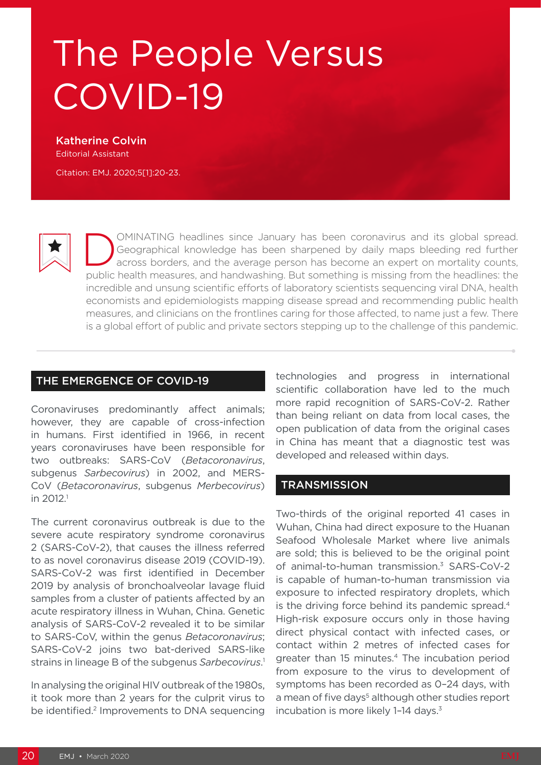# The People Versus COVID-19

**Katherine Colvin**
Editorial Assistant

Citation: EMJ. 2020;5[1]:20-23.

DOMINATING headlines since January has been coronavirus and its global spread. Geographical knowledge has been sharpened by daily maps bleeding red further across borders, and the average person has become an expert on mortality counts, public health measures, and handwashing. But something is missing from the headlines: the incredible and unsung scientific efforts of laboratory scientists sequencing viral DNA, health economists and epidemiologists mapping disease spread and recommending public health measures, and clinicians on the frontlines caring for those affected, to name just a few. There is a global effort of public and private sectors stepping up to the challenge of this pandemic.

## THE EMERGENCE OF COVID-19

Coronaviruses predominantly affect animals; however, they are capable of cross-infection in humans. First identified in 1966, in recent years coronaviruses have been responsible for two outbreaks: SARS-CoV (*Betacoronavirus*, subgenus *Sarbecovirus*) in 2002, and MERS-CoV (*Betacoronavirus*, subgenus *Merbecovirus*) in 2012.[1]

The current coronavirus outbreak is due to the severe acute respiratory syndrome coronavirus 2 (SARS-CoV-2), that causes the illness referred to as novel coronavirus disease 2019 (COVID-19). SARS-CoV-2 was first identified in December 2019 by analysis of bronchoalveolar lavage fluid samples from a cluster of patients affected by an acute respiratory illness in Wuhan, China. Genetic analysis of SARS-CoV-2 revealed it to be similar to SARS-CoV, within the genus *Betacoronavirus*; SARS-CoV-2 joins two bat-derived SARS-like strains in lineage B of the subgenus *Sarbecovirus*.[1]

In analysing the original HIV outbreak of the 1980s, it took more than 2 years for the culprit virus to be identified.[2] Improvements to DNA sequencing technologies and progress in international scientific collaboration have led to the much more rapid recognition of SARS-CoV-2. Rather than being reliant on data from local cases, the open publication of data from the original cases in China has meant that a diagnostic test was developed and released within days.

## TRANSMISSION

Two-thirds of the original reported 41 cases in Wuhan, China had direct exposure to the Huanan Seafood Wholesale Market where live animals are sold; this is believed to be the original point of animal-to-human transmission.[3] SARS-CoV-2 is capable of human-to-human transmission via exposure to infected respiratory droplets, which is the driving force behind its pandemic spread.[4] High-risk exposure occurs only in those having direct physical contact with infected cases, or contact within 2 metres of infected cases for greater than 15 minutes.[4] The incubation period from exposure to the virus to development of symptoms has been recorded as 0–24 days, with a mean of five days[5] although other studies report incubation is more likely 1–14 days.[3]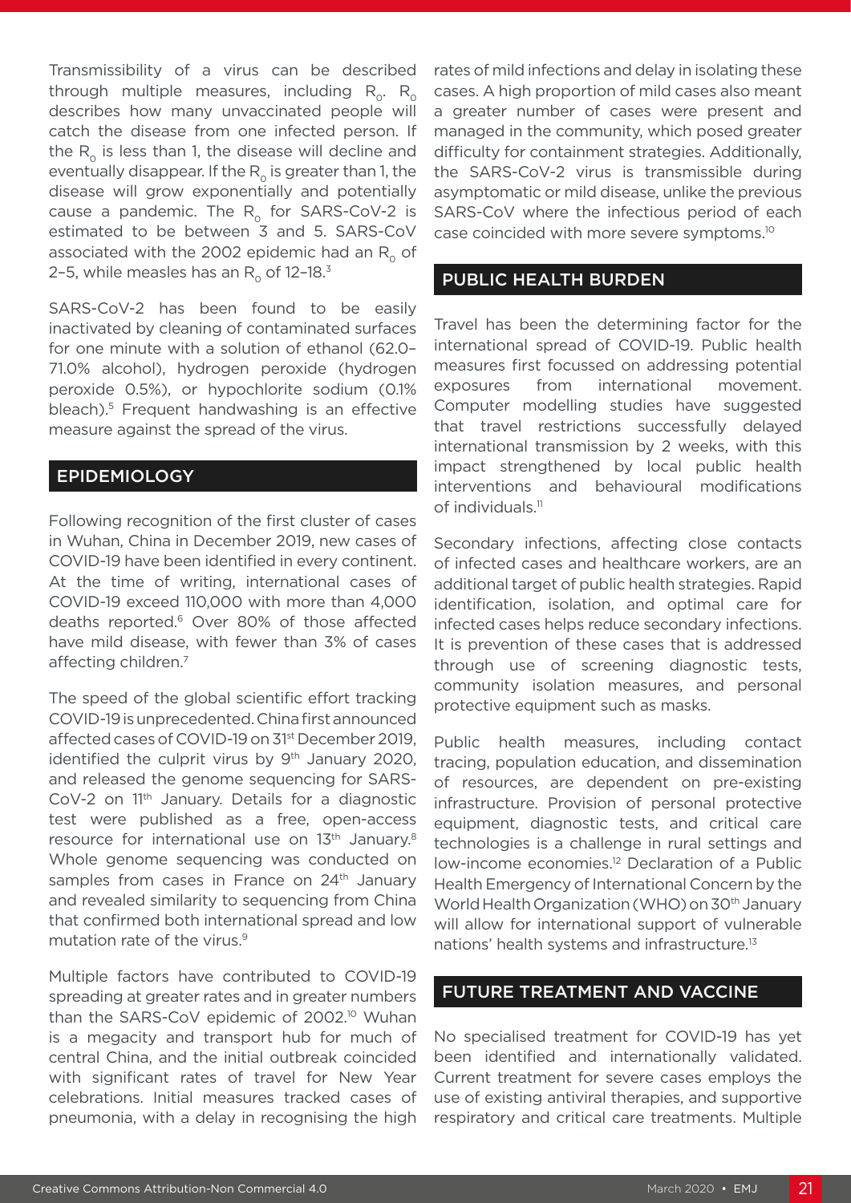Transmissibility of a virus can be described through multiple measures, including $R_0$. $R_0$ describes how many unvaccinated people will catch the disease from one infected person. If the $R_0$ is less than 1, the disease will decline and eventually disappear. If the $R_0$ is greater than 1, the disease will grow exponentially and potentially cause a pandemic. The $R_0$ for SARS-CoV-2 is estimated to be between 3 and 5. SARS-CoV associated with the 2002 epidemic had an $R_0$ of 2–5, while measles has an $R_0$ of 12–18.[3]

SARS-CoV-2 has been found to be easily inactivated by cleaning of contaminated surfaces for one minute with a solution of ethanol (62.0–71.0% alcohol), hydrogen peroxide (hydrogen peroxide 0.5%), or hypochlorite sodium (0.1% bleach).[5] Frequent handwashing is an effective measure against the spread of the virus.

## EPIDEMIOLOGY

Following recognition of the first cluster of cases in Wuhan, China in December 2019, new cases of COVID-19 have been identified in every continent. At the time of writing, international cases of COVID-19 exceed 110,000 with more than 4,000 deaths reported.[6] Over 80% of those affected have mild disease, with fewer than 3% of cases affecting children.[7]

The speed of the global scientific effort tracking COVID-19 is unprecedented. China first announced affected cases of COVID-19 on 31st December 2019, identified the culprit virus by 9th January 2020, and released the genome sequencing for SARS-CoV-2 on 11th January. Details for a diagnostic test were published as a free, open-access resource for international use on 13th January.[8] Whole genome sequencing was conducted on samples from cases in France on 24th January and revealed similarity to sequencing from China that confirmed both international spread and low mutation rate of the virus.[9]

Multiple factors have contributed to COVID-19 spreading at greater rates and in greater numbers than the SARS-CoV epidemic of 2002.[10] Wuhan is a megacity and transport hub for much of central China, and the initial outbreak coincided with significant rates of travel for New Year celebrations. Initial measures tracked cases of pneumonia, with a delay in recognising the high rates of mild infections and delay in isolating these cases. A high proportion of mild cases also meant a greater number of cases were present and managed in the community, which posed greater difficulty for containment strategies. Additionally, the SARS-CoV-2 virus is transmissible during asymptomatic or mild disease, unlike the previous SARS-CoV where the infectious period of each case coincided with more severe symptoms.[10]

## PUBLIC HEALTH BURDEN

Travel has been the determining factor for the international spread of COVID-19. Public health measures first focussed on addressing potential exposures from international movement. Computer modelling studies have suggested that travel restrictions successfully delayed international transmission by 2 weeks, with this impact strengthened by local public health interventions and behavioural modifications of individuals.[11]

Secondary infections, affecting close contacts of infected cases and healthcare workers, are an additional target of public health strategies. Rapid identification, isolation, and optimal care for infected cases helps reduce secondary infections. It is prevention of these cases that is addressed through use of screening diagnostic tests, community isolation measures, and personal protective equipment such as masks.

Public health measures, including contact tracing, population education, and dissemination of resources, are dependent on pre-existing infrastructure. Provision of personal protective equipment, diagnostic tests, and critical care technologies is a challenge in rural settings and low-income economies.[12] Declaration of a Public Health Emergency of International Concern by the World Health Organization (WHO) on 30th January will allow for international support of vulnerable nations' health systems and infrastructure.[13]

## FUTURE TREATMENT AND VACCINE

No specialised treatment for COVID-19 has yet been identified and internationally validated. Current treatment for severe cases employs the use of existing antiviral therapies, and supportive respiratory and critical care treatments. Multiple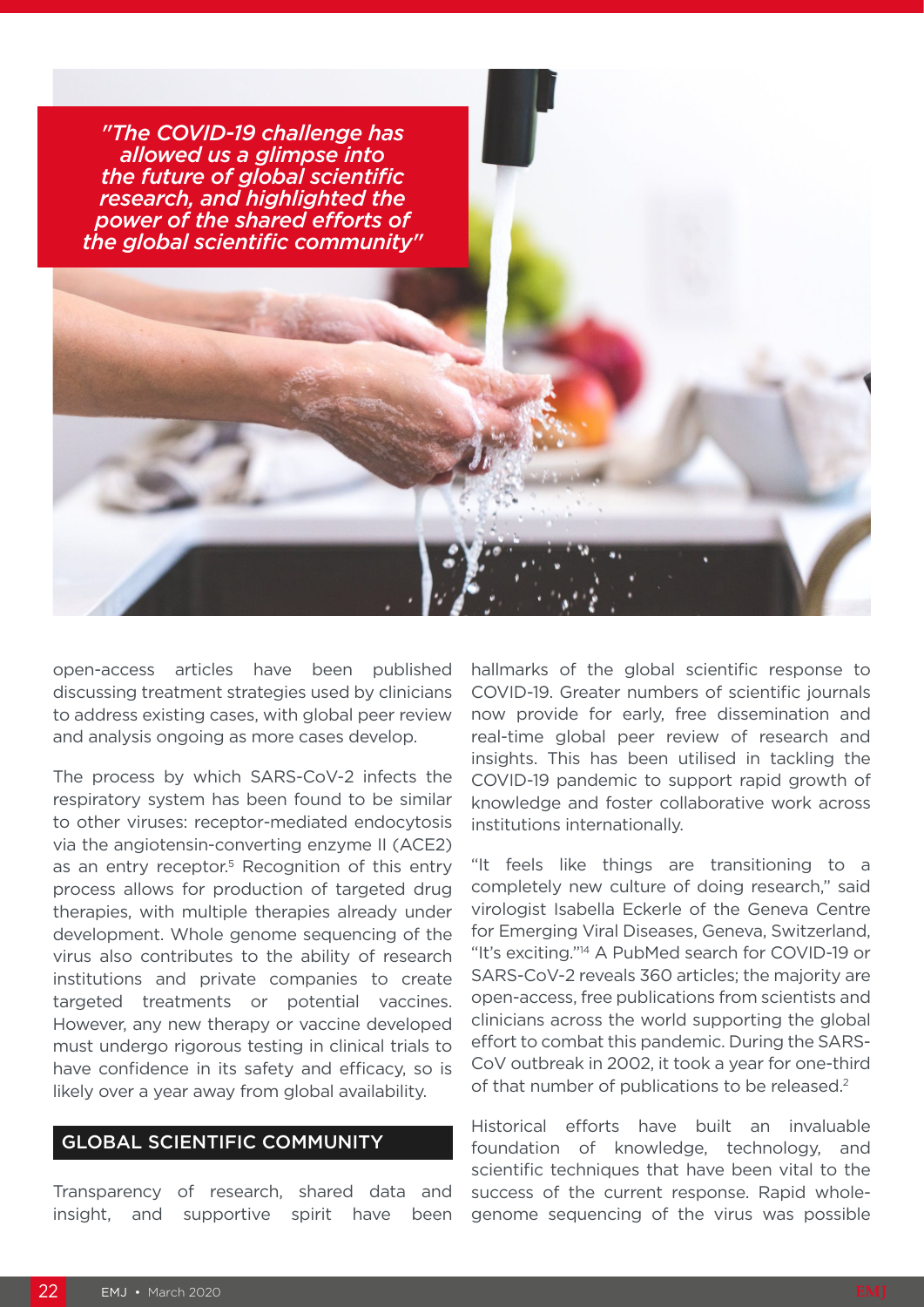*"The COVID-19 challenge has allowed us a glimpse into the future of global scientific research, and highlighted the power of the shared efforts of the global scientific community"*

open-access articles have been published discussing treatment strategies used by clinicians to address existing cases, with global peer review and analysis ongoing as more cases develop.

The process by which SARS-CoV-2 infects the respiratory system has been found to be similar to other viruses: receptor-mediated endocytosis via the angiotensin-converting enzyme II (ACE2) as an entry receptor.[5] Recognition of this entry process allows for production of targeted drug therapies, with multiple therapies already under development. Whole genome sequencing of the virus also contributes to the ability of research institutions and private companies to create targeted treatments or potential vaccines. However, any new therapy or vaccine developed must undergo rigorous testing in clinical trials to have confidence in its safety and efficacy, so is likely over a year away from global availability.

## GLOBAL SCIENTIFIC COMMUNITY

Transparency of research, shared data and insight, and supportive spirit have been hallmarks of the global scientific response to COVID-19. Greater numbers of scientific journals now provide for early, free dissemination and real-time global peer review of research and insights. This has been utilised in tackling the COVID-19 pandemic to support rapid growth of knowledge and foster collaborative work across institutions internationally.

"It feels like things are transitioning to a completely new culture of doing research," said virologist Isabella Eckerle of the Geneva Centre for Emerging Viral Diseases, Geneva, Switzerland, "It's exciting."[14] A PubMed search for COVID-19 or SARS-CoV-2 reveals 360 articles; the majority are open-access, free publications from scientists and clinicians across the world supporting the global effort to combat this pandemic. During the SARS-CoV outbreak in 2002, it took a year for one-third of that number of publications to be released.[2]

Historical efforts have built an invaluable foundation of knowledge, technology, and scientific techniques that have been vital to the success of the current response. Rapid whole-genome sequencing of the virus was possible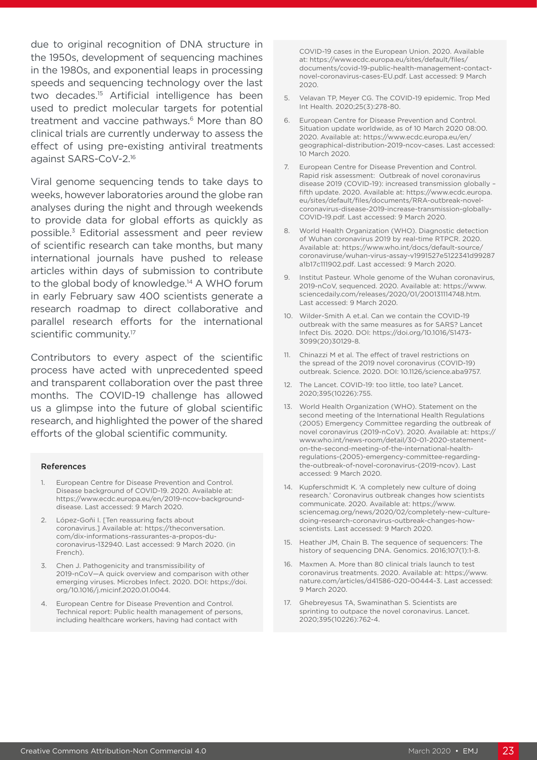due to original recognition of DNA structure in the 1950s, development of sequencing machines in the 1980s, and exponential leaps in processing speeds and sequencing technology over the last two decades.[15] Artificial intelligence has been used to predict molecular targets for potential treatment and vaccine pathways.[6] More than 80 clinical trials are currently underway to assess the effect of using pre-existing antiviral treatments against SARS-CoV-2.[16]

Viral genome sequencing tends to take days to weeks, however laboratories around the globe ran analyses during the night and through weekends to provide data for global efforts as quickly as possible.[3] Editorial assessment and peer review of scientific research can take months, but many international journals have pushed to release articles within days of submission to contribute to the global body of knowledge.[14] A WHO forum in early February saw 400 scientists generate a research roadmap to direct collaborative and parallel research efforts for the international scientific community.[17]

Contributors to every aspect of the scientific process have acted with unprecedented speed and transparent collaboration over the past three months. The COVID-19 challenge has allowed us a glimpse into the future of global scientific research, and highlighted the power of the shared efforts of the global scientific community.

#### References

1. European Centre for Disease Prevention and Control. Disease background of COVID-19. 2020. Available at: https://www.ecdc.europa.eu/en/2019-ncov-background-disease. Last accessed: 9 March 2020.
2. López-Goñi I. [Ten reassuring facts about coronavirus.] Available at: https://theconversation.com/dix-informations-rassurantes-a-propos-du-coronavirus-132940. Last accessed: 9 March 2020. (in French).
3. Chen J. Pathogenicity and transmissibility of 2019-nCoV—A quick overview and comparison with other emerging viruses. Microbes Infect. 2020. DOI: https://doi.org/10.1016/j.micinf.2020.01.0044.
4. European Centre for Disease Prevention and Control. Technical report: Public health management of persons, including healthcare workers, having had contact with COVID-19 cases in the European Union. 2020. Available at: https://www.ecdc.europa.eu/sites/default/files/documents/covid-19-public-health-management-contact-novel-coronavirus-cases-EU.pdf. Last accessed: 9 March 2020.
5. Velavan TP, Meyer CG. The COVID-19 epidemic. Trop Med Int Health. 2020;25(3):278-80.
6. European Centre for Disease Prevention and Control. Situation update worldwide, as of 10 March 2020 08:00. 2020. Available at: https://www.ecdc.europa.eu/en/geographical-distribution-2019-ncov-cases. Last accessed: 10 March 2020.
7. European Centre for Disease Prevention and Control. Rapid risk assessment: Outbreak of novel coronavirus disease 2019 (COVID-19): increased transmission globally – fifth update. 2020. Available at: https://www.ecdc.europa.eu/sites/default/files/documents/RRA-outbreak-novel-coronavirus-disease-2019-increase-transmission-globally-COVID-19.pdf. Last accessed: 9 March 2020.
8. World Health Organization (WHO). Diagnostic detection of Wuhan coronavirus 2019 by real-time RTPCR. 2020. Available at: https://www.who.int/docs/default-source/coronaviruse/wuhan-virus-assay-v1991527e5122341d99287a1b17c111902.pdf. Last accessed: 9 March 2020.
9. Institut Pasteur. Whole genome of the Wuhan coronavirus, 2019-nCoV, sequenced. 2020. Available at: https://www.sciencedaily.com/releases/2020/01/200131114748.htm. Last accessed: 9 March 2020.
10. Wilder-Smith A et.al. Can we contain the COVID-19 outbreak with the same measures as for SARS? Lancet Infect Dis. 2020. DOI: https://doi.org/10.1016/S1473-3099(20)30129-8.
11. Chinazzi M et al. The effect of travel restrictions on the spread of the 2019 novel coronavirus (COVID-19) outbreak. Science. 2020. DOI: 10.1126/science.aba9757.
12. The Lancet. COVID-19: too little, too late? Lancet. 2020;395(10226):755.
13. World Health Organization (WHO). Statement on the second meeting of the International Health Regulations (2005) Emergency Committee regarding the outbreak of novel coronavirus (2019-nCoV). 2020. Available at: https://www.who.int/news-room/detail/30-01-2020-statement-on-the-second-meeting-of-the-international-health-regulations-(2005)-emergency-committee-regarding-the-outbreak-of-novel-coronavirus-(2019-ncov). Last accessed: 9 March 2020.
14. Kupferschmidt K. 'A completely new culture of doing research.' Coronavirus outbreak changes how scientists communicate. 2020. Available at: https://www.sciencemag.org/news/2020/02/completely-new-culture-doing-research-coronavirus-outbreak-changes-how-scientists. Last accessed: 9 March 2020.
15. Heather JM, Chain B. The sequence of sequencers: The history of sequencing DNA. Genomics. 2016;107(1):1-8.
16. Maxmen A. More than 80 clinical trials launch to test coronavirus treatments. 2020. Available at: https://www.nature.com/articles/d41586-020-00444-3. Last accessed: 9 March 2020.
17. Ghebreyesus TA, Swaminathan S. Scientists are sprinting to outpace the novel coronavirus. Lancet. 2020;395(10226):762-4.